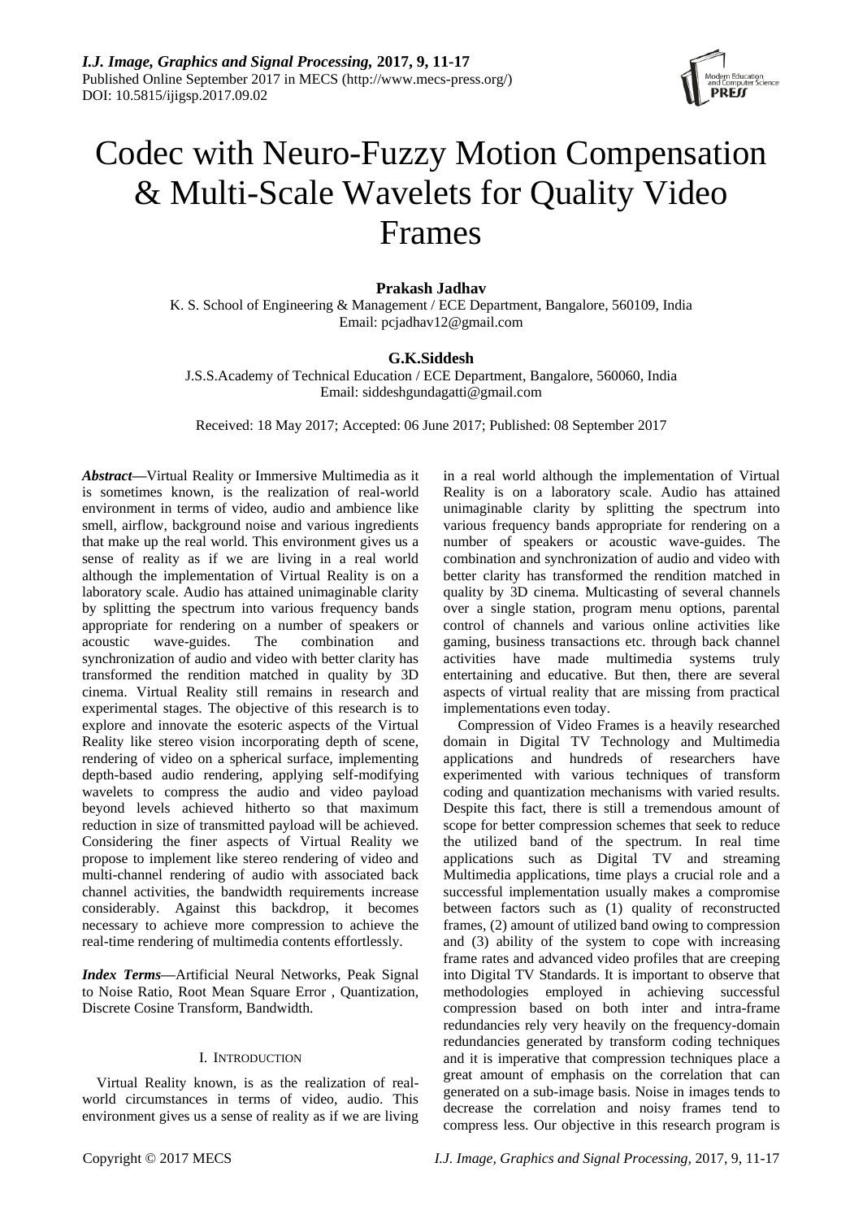# Codec with Neuro-Fuzzy Motion Compensation & Multi-Scale Wavelets for Quality Video Frames

**Prakash Jadhav**

K. S. School of Engineering & Management / ECE Department, Bangalore, 560109, India
Email: pcjadhav12@gmail.com

**G.K.Siddesh**

J.S.S.Academy of Technical Education / ECE Department, Bangalore, 560060, India
Email: siddeshgundagatti@gmail.com

Received: 18 May 2017; Accepted: 06 June 2017; Published: 08 September 2017

***Abstract*—**Virtual Reality or Immersive Multimedia as it is sometimes known, is the realization of real-world environment in terms of video, audio and ambience like smell, airflow, background noise and various ingredients that make up the real world. This environment gives us a sense of reality as if we are living in a real world although the implementation of Virtual Reality is on a laboratory scale. Audio has attained unimaginable clarity by splitting the spectrum into various frequency bands appropriate for rendering on a number of speakers or acoustic wave-guides. The combination and synchronization of audio and video with better clarity has transformed the rendition matched in quality by 3D cinema. Virtual Reality still remains in research and experimental stages. The objective of this research is to explore and innovate the esoteric aspects of the Virtual Reality like stereo vision incorporating depth of scene, rendering of video on a spherical surface, implementing depth-based audio rendering, applying self-modifying wavelets to compress the audio and video payload beyond levels achieved hitherto so that maximum reduction in size of transmitted payload will be achieved. Considering the finer aspects of Virtual Reality we propose to implement like stereo rendering of video and multi-channel rendering of audio with associated back channel activities, the bandwidth requirements increase considerably. Against this backdrop, it becomes necessary to achieve more compression to achieve the real-time rendering of multimedia contents effortlessly.

***Index Terms*—**Artificial Neural Networks, Peak Signal to Noise Ratio, Root Mean Square Error , Quantization, Discrete Cosine Transform, Bandwidth.

## I. Introduction

Virtual Reality known, is as the realization of real-world circumstances in terms of video, audio. This environment gives us a sense of reality as if we are living in a real world although the implementation of Virtual Reality is on a laboratory scale. Audio has attained unimaginable clarity by splitting the spectrum into various frequency bands appropriate for rendering on a number of speakers or acoustic wave-guides. The combination and synchronization of audio and video with better clarity has transformed the rendition matched in quality by 3D cinema. Multicasting of several channels over a single station, program menu options, parental control of channels and various online activities like gaming, business transactions etc. through back channel activities have made multimedia systems truly entertaining and educative. But then, there are several aspects of virtual reality that are missing from practical implementations even today.

Compression of Video Frames is a heavily researched domain in Digital TV Technology and Multimedia applications and hundreds of researchers have experimented with various techniques of transform coding and quantization mechanisms with varied results. Despite this fact, there is still a tremendous amount of scope for better compression schemes that seek to reduce the utilized band of the spectrum. In real time applications such as Digital TV and streaming Multimedia applications, time plays a crucial role and a successful implementation usually makes a compromise between factors such as (1) quality of reconstructed frames, (2) amount of utilized band owing to compression and (3) ability of the system to cope with increasing frame rates and advanced video profiles that are creeping into Digital TV Standards. It is important to observe that methodologies employed in achieving successful compression based on both inter and intra-frame redundancies rely very heavily on the frequency-domain redundancies generated by transform coding techniques and it is imperative that compression techniques place a great amount of emphasis on the correlation that can generated on a sub-image basis. Noise in images tends to decrease the correlation and noisy frames tend to compress less. Our objective in this research program is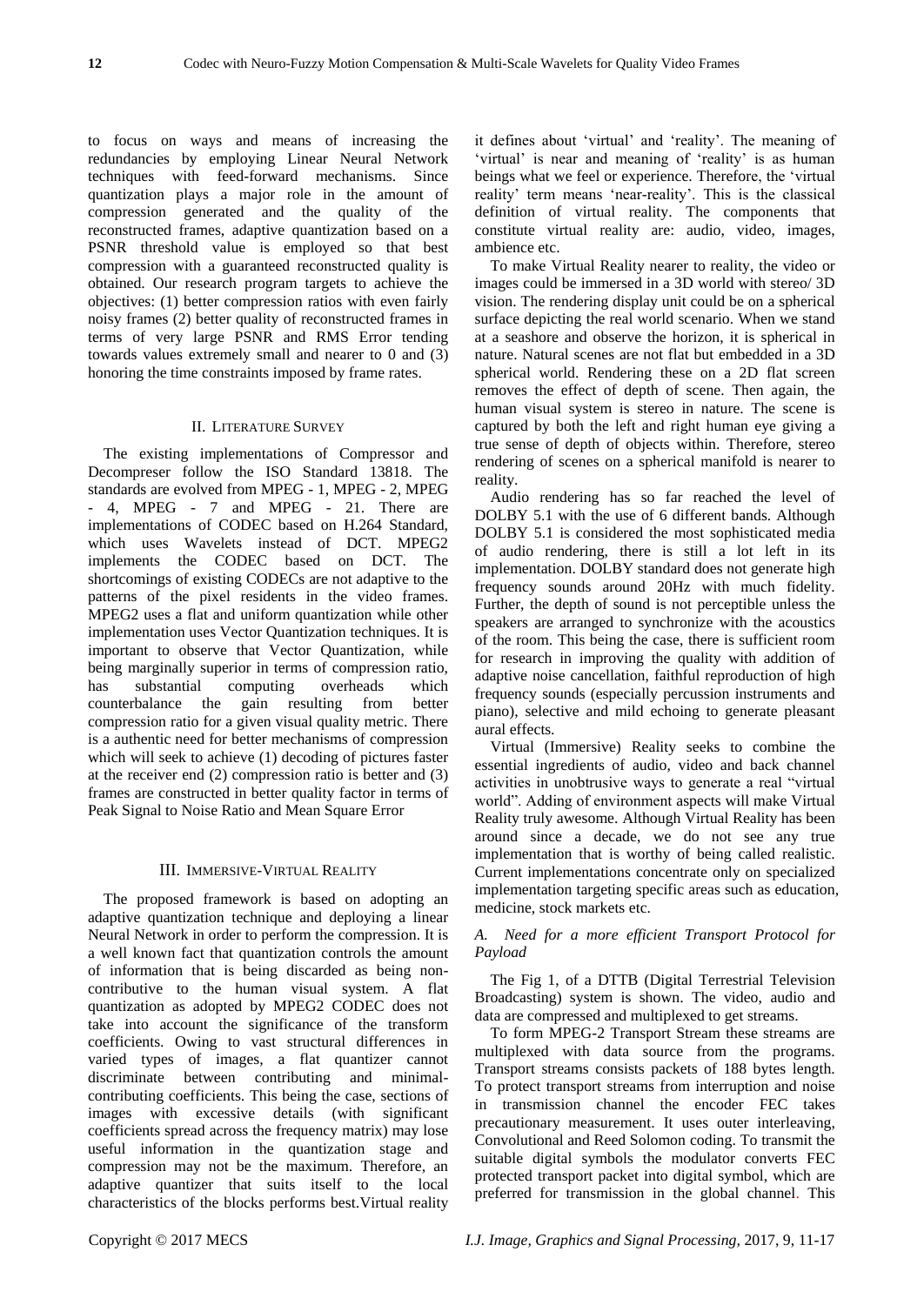to focus on ways and means of increasing the redundancies by employing Linear Neural Network techniques with feed-forward mechanisms. Since quantization plays a major role in the amount of compression generated and the quality of the reconstructed frames, adaptive quantization based on a PSNR threshold value is employed so that best compression with a guaranteed reconstructed quality is obtained. Our research program targets to achieve the objectives: (1) better compression ratios with even fairly noisy frames (2) better quality of reconstructed frames in terms of very large PSNR and RMS Error tending towards values extremely small and nearer to 0 and (3) honoring the time constraints imposed by frame rates.

## II. Literature Survey

The existing implementations of Compressor and Decompreser follow the ISO Standard 13818. The standards are evolved from MPEG - 1, MPEG - 2, MPEG - 4, MPEG - 7 and MPEG - 21. There are implementations of CODEC based on H.264 Standard, which uses Wavelets instead of DCT. MPEG2 implements the CODEC based on DCT. The shortcomings of existing CODECs are not adaptive to the patterns of the pixel residents in the video frames. MPEG2 uses a flat and uniform quantization while other implementation uses Vector Quantization techniques. It is important to observe that Vector Quantization, while being marginally superior in terms of compression ratio, has substantial computing overheads which counterbalance the gain resulting from better compression ratio for a given visual quality metric. There is a authentic need for better mechanisms of compression which will seek to achieve (1) decoding of pictures faster at the receiver end (2) compression ratio is better and (3) frames are constructed in better quality factor in terms of Peak Signal to Noise Ratio and Mean Square Error

## III. Immersive-Virtual Reality

The proposed framework is based on adopting an adaptive quantization technique and deploying a linear Neural Network in order to perform the compression. It is a well known fact that quantization controls the amount of information that is being discarded as being non-contributive to the human visual system. A flat quantization as adopted by MPEG2 CODEC does not take into account the significance of the transform coefficients. Owing to vast structural differences in varied types of images, a flat quantizer cannot discriminate between contributing and minimal-contributing coefficients. This being the case, sections of images with excessive details (with significant coefficients spread across the frequency matrix) may lose useful information in the quantization stage and compression may not be the maximum. Therefore, an adaptive quantizer that suits itself to the local characteristics of the blocks performs best.Virtual reality it defines about 'virtual' and 'reality'. The meaning of 'virtual' is near and meaning of 'reality' is as human beings what we feel or experience. Therefore, the 'virtual reality' term means 'near-reality'. This is the classical definition of virtual reality. The components that constitute virtual reality are: audio, video, images, ambience etc.

To make Virtual Reality nearer to reality, the video or images could be immersed in a 3D world with stereo/ 3D vision. The rendering display unit could be on a spherical surface depicting the real world scenario. When we stand at a seashore and observe the horizon, it is spherical in nature. Natural scenes are not flat but embedded in a 3D spherical world. Rendering these on a 2D flat screen removes the effect of depth of scene. Then again, the human visual system is stereo in nature. The scene is captured by both the left and right human eye giving a true sense of depth of objects within. Therefore, stereo rendering of scenes on a spherical manifold is nearer to reality.

Audio rendering has so far reached the level of DOLBY 5.1 with the use of 6 different bands. Although DOLBY 5.1 is considered the most sophisticated media of audio rendering, there is still a lot left in its implementation. DOLBY standard does not generate high frequency sounds around 20Hz with much fidelity. Further, the depth of sound is not perceptible unless the speakers are arranged to synchronize with the acoustics of the room. This being the case, there is sufficient room for research in improving the quality with addition of adaptive noise cancellation, faithful reproduction of high frequency sounds (especially percussion instruments and piano), selective and mild echoing to generate pleasant aural effects.

Virtual (Immersive) Reality seeks to combine the essential ingredients of audio, video and back channel activities in unobtrusive ways to generate a real "virtual world". Adding of environment aspects will make Virtual Reality truly awesome. Although Virtual Reality has been around since a decade, we do not see any true implementation that is worthy of being called realistic. Current implementations concentrate only on specialized implementation targeting specific areas such as education, medicine, stock markets etc.

### *A. Need for a more efficient Transport Protocol for Payload*

The Fig 1, of a DTTB (Digital Terrestrial Television Broadcasting) system is shown. The video, audio and data are compressed and multiplexed to get streams.

To form MPEG-2 Transport Stream these streams are multiplexed with data source from the programs. Transport streams consists packets of 188 bytes length. To protect transport streams from interruption and noise in transmission channel the encoder FEC takes precautionary measurement. It uses outer interleaving, Convolutional and Reed Solomon coding. To transmit the suitable digital symbols the modulator converts FEC protected transport packet into digital symbol, which are preferred for transmission in the global channel. This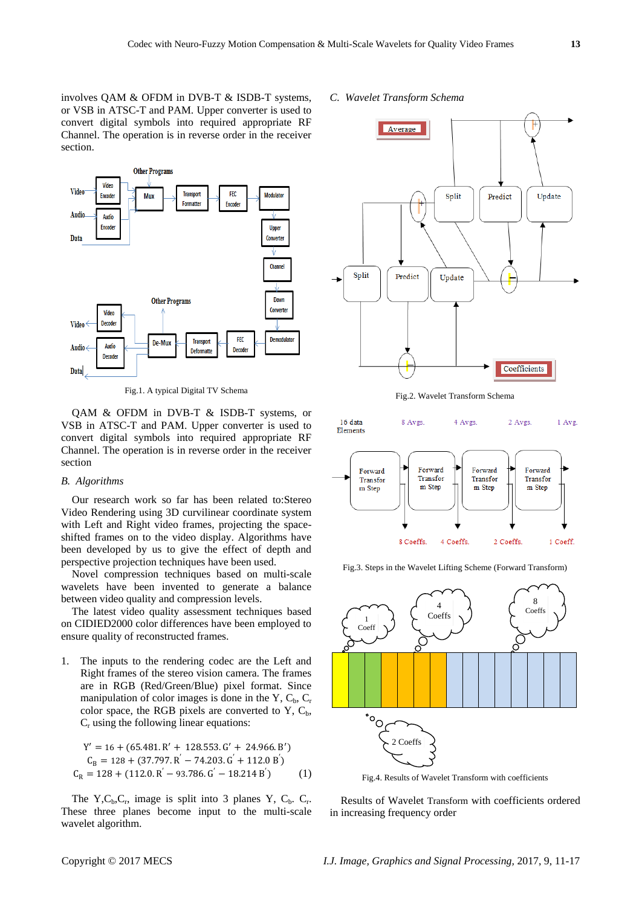involves QAM & OFDM in DVB-T & ISDB-T systems, or VSB in ATSC-T and PAM. Upper converter is used to convert digital symbols into required appropriate RF Channel. The operation is in reverse order in the receiver section.

Fig.1. A typical Digital TV Schema

QAM & OFDM in DVB-T & ISDB-T systems, or VSB in ATSC-T and PAM. Upper converter is used to convert digital symbols into required appropriate RF Channel. The operation is in reverse order in the receiver section

## *B. Algorithms*

Our research work so far has been related to:Stereo Video Rendering using 3D curvilinear coordinate system with Left and Right video frames, projecting the space-shifted frames on to the video display. Algorithms have been developed by us to give the effect of depth and perspective projection techniques have been used.

Novel compression techniques based on multi-scale wavelets have been invented to generate a balance between video quality and compression levels.

The latest video quality assessment techniques based on CIDIED2000 color differences have been employed to ensure quality of reconstructed frames.

1. The inputs to the rendering codec are the Left and Right frames of the stereo vision camera. The frames are in RGB (Red/Green/Blue) pixel format. Since manipulation of color images is done in the Y, $C_b$, $C_r$ color space, the RGB pixels are converted to Y, $C_b$, $C_r$ using the following linear equations:

$$Y' = 16 + (65.481.R' + 128.553.G' + 24.966.B')$$
$$C_B = 128 + (37.797.R' - 74.203.G' + 112.0\ B')$$
$$C_R = 128 + (112.0.R' - 93.786.G' - 18.214\ B') \quad (1)$$

The Y,$C_b$,$C_r$, image is split into 3 planes Y, $C_b$, $C_r$. These three planes become input to the multi-scale wavelet algorithm.

## *C. Wavelet Transform Schema*

Fig.2. Wavelet Transform Schema

Fig.3. Steps in the Wavelet Lifting Scheme (Forward Transform)

Fig.4. Results of Wavelet Transform with coefficients

Results of Wavelet Transform with coefficients ordered in increasing frequency order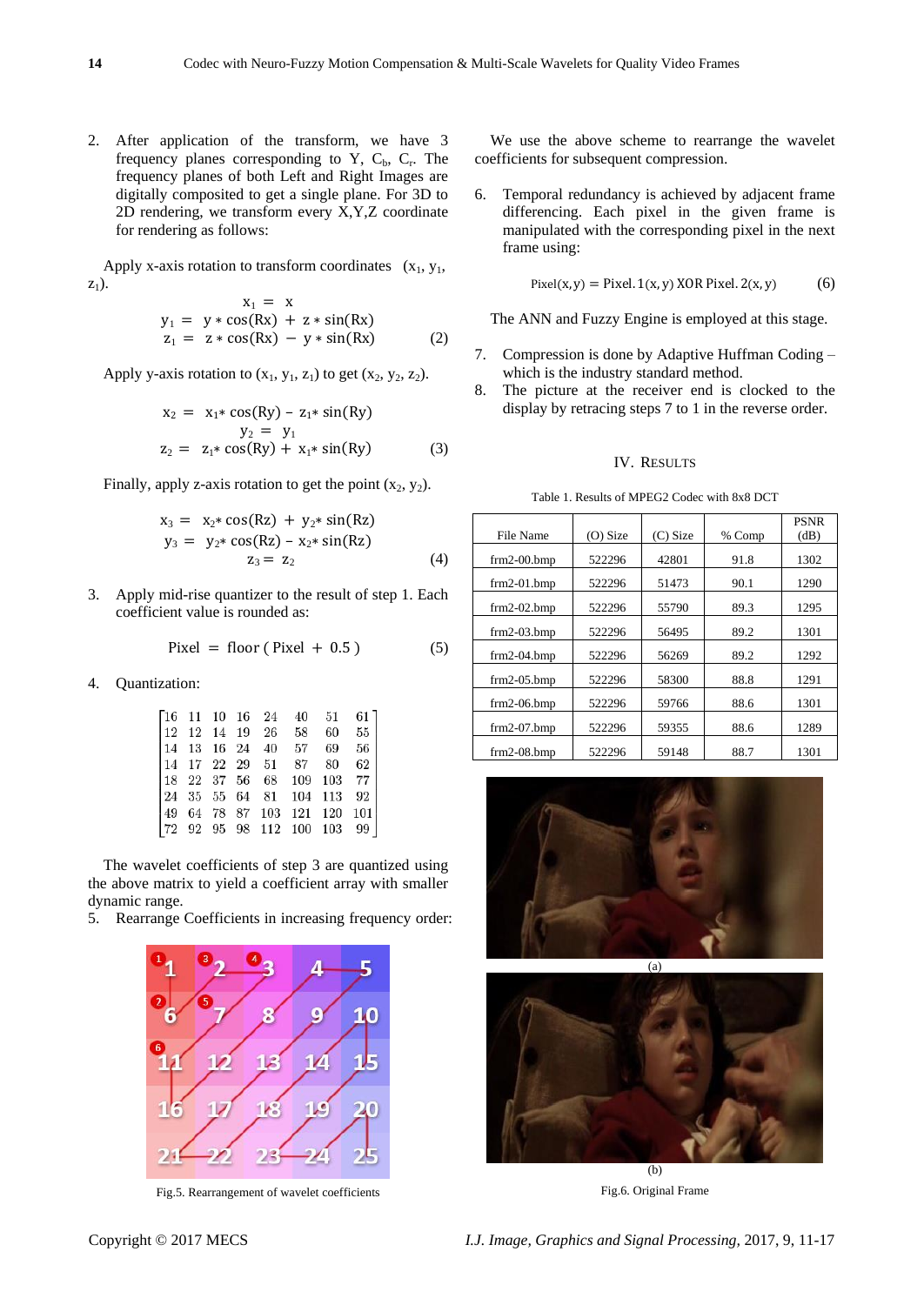2. After application of the transform, we have 3 frequency planes corresponding to Y, $C_b$, $C_r$. The frequency planes of both Left and Right Images are digitally composited to get a single plane. For 3D to 2D rendering, we transform every X,Y,Z coordinate for rendering as follows:

Apply x-axis rotation to transform coordinates $(x_1, y_1, z_1)$.

$$\begin{aligned} x_1 &= x \\ y_1 &= y * \cos(Rx) + z * \sin(Rx) \\ z_1 &= z * \cos(Rx) - y * \sin(Rx) \end{aligned} \quad (2)$$

Apply y-axis rotation to $(x_1, y_1, z_1)$ to get $(x_2, y_2, z_2)$.

$$\begin{aligned} x_2 &= x_1 * \cos(Ry) - z_1 * \sin(Ry) \\ y_2 &= y_1 \\ z_2 &= z_1 * \cos(Ry) + x_1 * \sin(Ry) \end{aligned} \quad (3)$$

Finally, apply z-axis rotation to get the point $(x_2, y_2)$.

$$\begin{aligned} x_3 &= x_2 * \cos(Rz) + y_2 * \sin(Rz) \\ y_3 &= y_2 * \cos(Rz) - x_2 * \sin(Rz) \\ z_3 &= z_2 \end{aligned} \quad (4)$$

3. Apply mid-rise quantizer to the result of step 1. Each coefficient value is rounded as:

$$\text{Pixel} = \text{floor}(\text{Pixel} + 0.5) \quad (5)$$

4. Quantization:

$$\begin{bmatrix} 16 & 11 & 10 & 16 & 24 & 40 & 51 & 61 \\ 12 & 12 & 14 & 19 & 26 & 58 & 60 & 55 \\ 14 & 13 & 16 & 24 & 40 & 57 & 69 & 56 \\ 14 & 17 & 22 & 29 & 51 & 87 & 80 & 62 \\ 18 & 22 & 37 & 56 & 68 & 109 & 103 & 77 \\ 24 & 35 & 55 & 64 & 81 & 104 & 113 & 92 \\ 49 & 64 & 78 & 87 & 103 & 121 & 120 & 101 \\ 72 & 92 & 95 & 98 & 112 & 100 & 103 & 99 \end{bmatrix}$$

The wavelet coefficients of step 3 are quantized using the above matrix to yield a coefficient array with smaller dynamic range.

5. Rearrange Coefficients in increasing frequency order:

Fig.5. Rearrangement of wavelet coefficients

We use the above scheme to rearrange the wavelet coefficients for subsequent compression.

6. Temporal redundancy is achieved by adjacent frame differencing. Each pixel in the given frame is manipulated with the corresponding pixel in the next frame using:

$$\text{Pixel}(x, y) = \text{Pixel}.1(x, y) \text{ XOR Pixel}.2(x, y) \quad (6)$$

The ANN and Fuzzy Engine is employed at this stage.

7. Compression is done by Adaptive Huffman Coding – which is the industry standard method.
8. The picture at the receiver end is clocked to the display by retracing steps 7 to 1 in the reverse order.

## IV. Results

Table 1. Results of MPEG2 Codec with 8x8 DCT

| File Name | (O) Size | (C) Size | % Comp | PSNR (dB) |
|---|---|---|---|---|
| frm2-00.bmp | 522296 | 42801 | 91.8 | 1302 |
| frm2-01.bmp | 522296 | 51473 | 90.1 | 1290 |
| frm2-02.bmp | 522296 | 55790 | 89.3 | 1295 |
| frm2-03.bmp | 522296 | 56495 | 89.2 | 1301 |
| frm2-04.bmp | 522296 | 56269 | 89.2 | 1292 |
| frm2-05.bmp | 522296 | 58300 | 88.8 | 1291 |
| frm2-06.bmp | 522296 | 59766 | 88.6 | 1301 |
| frm2-07.bmp | 522296 | 59355 | 88.6 | 1289 |
| frm2-08.bmp | 522296 | 59148 | 88.7 | 1301 |

(a)

(b)

Fig.6. Original Frame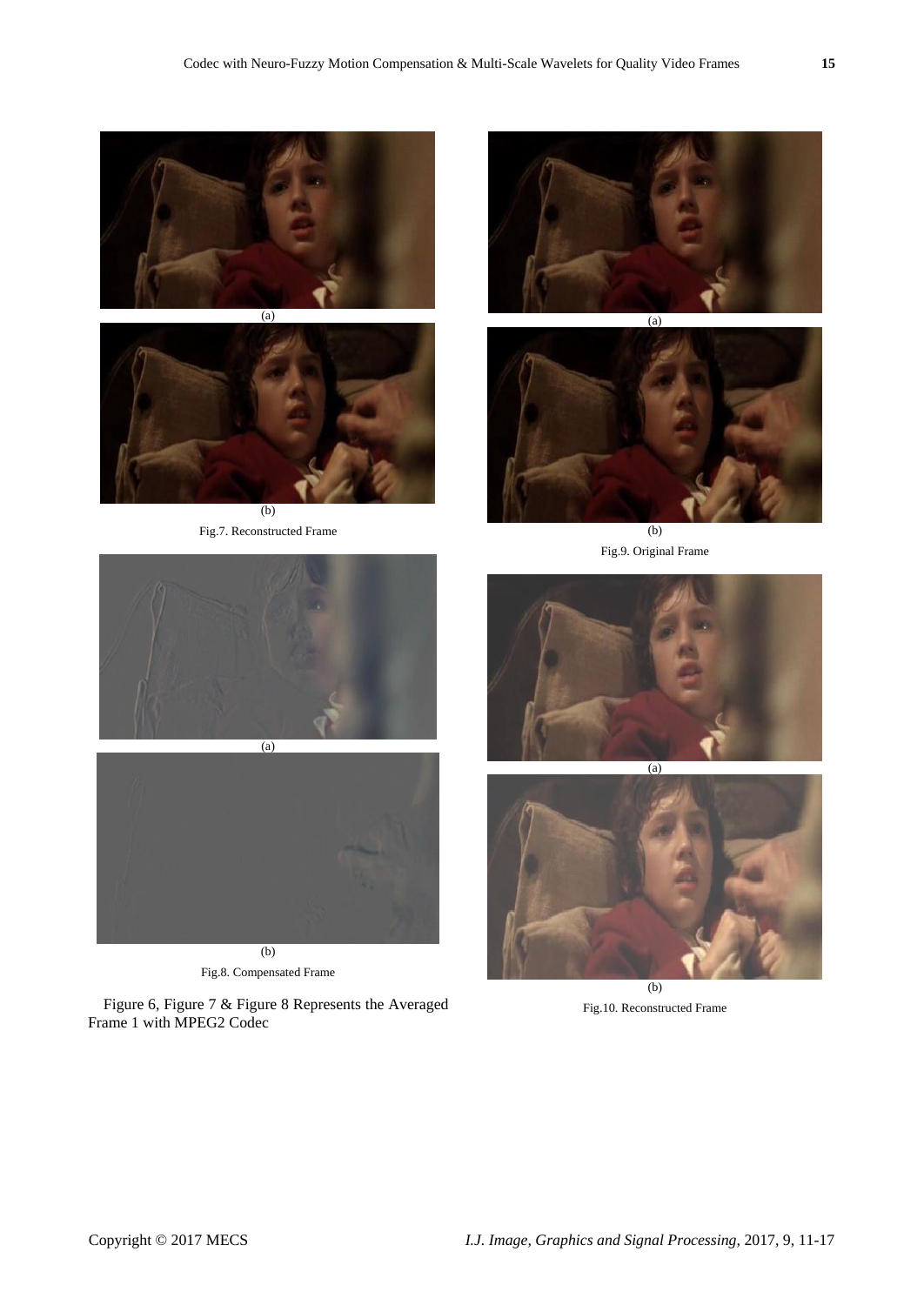(a)

(b)

Fig.7. Reconstructed Frame

(a)

(b)

Fig.8. Compensated Frame

Figure 6, Figure 7 & Figure 8 Represents the Averaged Frame 1 with MPEG2 Codec

(a)

(b)

Fig.9. Original Frame

(a)

(b)

Fig.10. Reconstructed Frame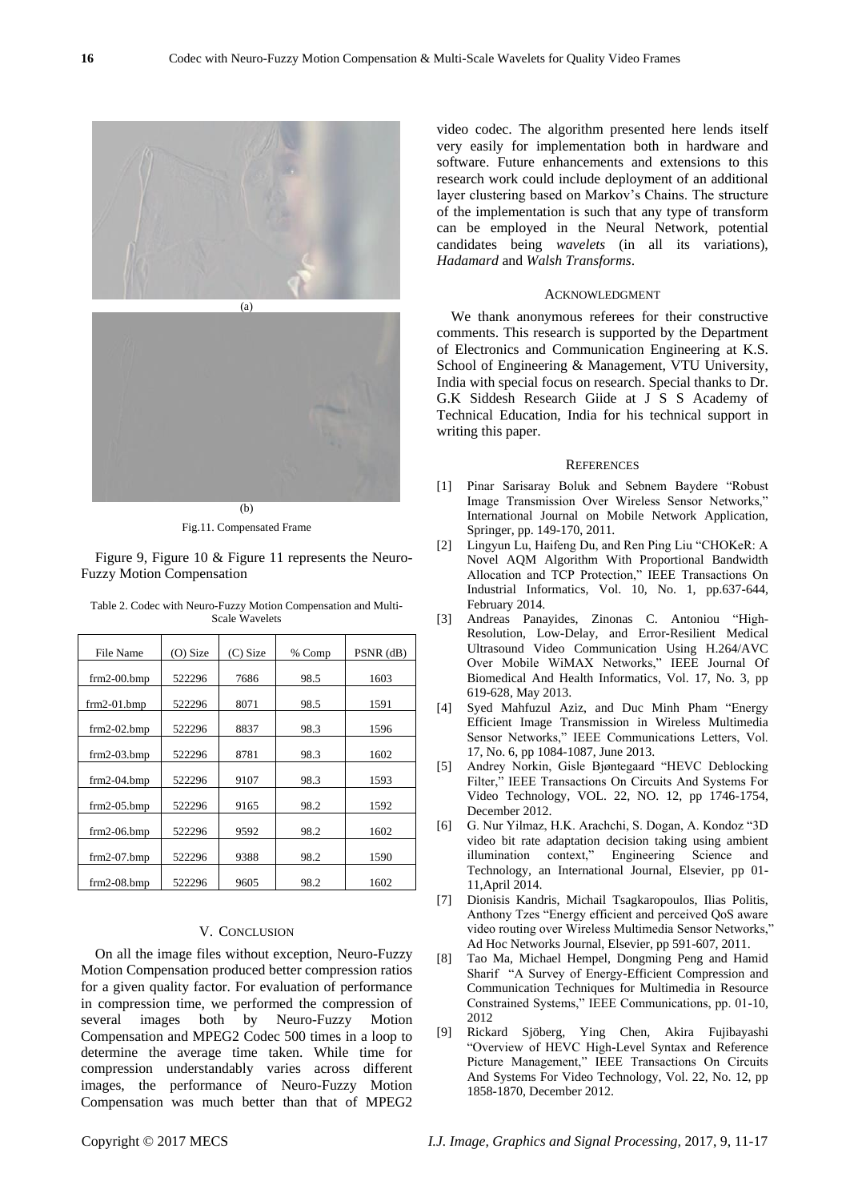(a)

(b)

Fig.11. Compensated Frame

Figure 9, Figure 10 & Figure 11 represents the Neuro-Fuzzy Motion Compensation

Table 2. Codec with Neuro-Fuzzy Motion Compensation and Multi-Scale Wavelets

| File Name | (O) Size | (C) Size | % Comp | PSNR (dB) |
|---|---|---|---|---|
| frm2-00.bmp | 522296 | 7686 | 98.5 | 1603 |
| frm2-01.bmp | 522296 | 8071 | 98.5 | 1591 |
| frm2-02.bmp | 522296 | 8837 | 98.3 | 1596 |
| frm2-03.bmp | 522296 | 8781 | 98.3 | 1602 |
| frm2-04.bmp | 522296 | 9107 | 98.3 | 1593 |
| frm2-05.bmp | 522296 | 9165 | 98.2 | 1592 |
| frm2-06.bmp | 522296 | 9592 | 98.2 | 1602 |
| frm2-07.bmp | 522296 | 9388 | 98.2 | 1590 |
| frm2-08.bmp | 522296 | 9605 | 98.2 | 1602 |

## V. Conclusion

On all the image files without exception, Neuro-Fuzzy Motion Compensation produced better compression ratios for a given quality factor. For evaluation of performance in compression time, we performed the compression of several images both by Neuro-Fuzzy Motion Compensation and MPEG2 Codec 500 times in a loop to determine the average time taken. While time for compression understandably varies across different images, the performance of Neuro-Fuzzy Motion Compensation was much better than that of MPEG2 video codec. The algorithm presented here lends itself very easily for implementation both in hardware and software. Future enhancements and extensions to this research work could include deployment of an additional layer clustering based on Markov's Chains. The structure of the implementation is such that any type of transform can be employed in the Neural Network, potential candidates being *wavelets* (in all its variations), *Hadamard* and *Walsh Transforms*.

## Acknowledgment

We thank anonymous referees for their constructive comments. This research is supported by the Department of Electronics and Communication Engineering at K.S. School of Engineering & Management, VTU University, India with special focus on research. Special thanks to Dr. G.K Siddesh Research Giide at J S S Academy of Technical Education, India for his technical support in writing this paper.

## References

[1] Pinar Sarisaray Boluk and Sebnem Baydere "Robust Image Transmission Over Wireless Sensor Networks," International Journal on Mobile Network Application, Springer, pp. 149-170, 2011.

[2] Lingyun Lu, Haifeng Du, and Ren Ping Liu "CHOKeR: A Novel AQM Algorithm With Proportional Bandwidth Allocation and TCP Protection," IEEE Transactions On Industrial Informatics, Vol. 10, No. 1, pp.637-644, February 2014.

[3] Andreas Panayides, Zinonas C. Antoniou "High-Resolution, Low-Delay, and Error-Resilient Medical Ultrasound Video Communication Using H.264/AVC Over Mobile WiMAX Networks," IEEE Journal Of Biomedical And Health Informatics, Vol. 17, No. 3, pp 619-628, May 2013.

[4] Syed Mahfuzul Aziz, and Duc Minh Pham "Energy Efficient Image Transmission in Wireless Multimedia Sensor Networks," IEEE Communications Letters, Vol. 17, No. 6, pp 1084-1087, June 2013.

[5] Andrey Norkin, Gisle Bjøntegaard "HEVC Deblocking Filter," IEEE Transactions On Circuits And Systems For Video Technology, VOL. 22, NO. 12, pp 1746-1754, December 2012.

[6] G. Nur Yilmaz, H.K. Arachchi, S. Dogan, A. Kondoz "3D video bit rate adaptation decision taking using ambient illumination context," Engineering Science and Technology, an International Journal, Elsevier, pp 01-11,April 2014.

[7] Dionisis Kandris, Michail Tsagkaropoulos, Ilias Politis, Anthony Tzes "Energy efficient and perceived QoS aware video routing over Wireless Multimedia Sensor Networks," Ad Hoc Networks Journal, Elsevier, pp 591-607, 2011.

[8] Tao Ma, Michael Hempel, Dongming Peng and Hamid Sharif "A Survey of Energy-Efficient Compression and Communication Techniques for Multimedia in Resource Constrained Systems," IEEE Communications, pp. 01-10, 2012

[9] Rickard Sjöberg, Ying Chen, Akira Fujibayashi "Overview of HEVC High-Level Syntax and Reference Picture Management," IEEE Transactions On Circuits And Systems For Video Technology, Vol. 22, No. 12, pp 1858-1870, December 2012.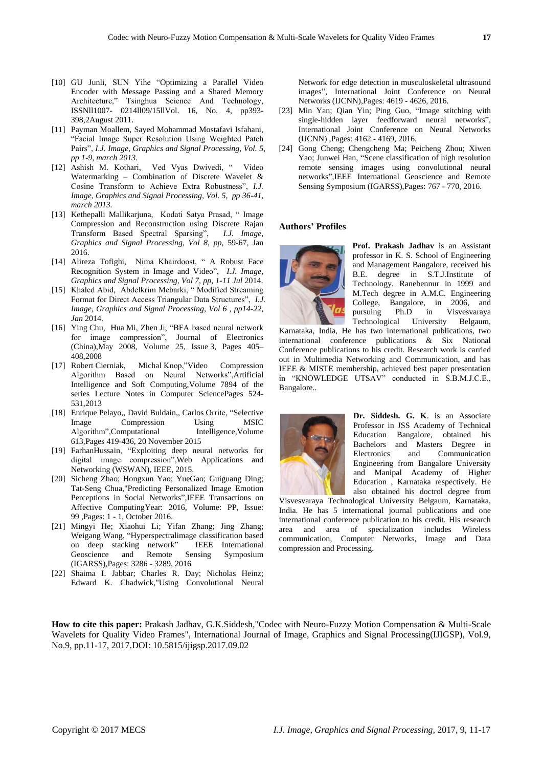[10] GU Junli, SUN Yihe "Optimizing a Parallel Video Encoder with Message Passing and a Shared Memory Architecture," Tsinghua Science And Technology, ISSNll1007- 0214ll09/15llVol. 16, No. 4, pp393-398,2August 2011.

[11] Payman Moallem, Sayed Mohammad Mostafavi Isfahani, "Facial Image Super Resolution Using Weighted Patch Pairs", *I.J. Image, Graphics and Signal Processing, Vol. 5, pp 1-9, march 2013.*

[12] Ashish M. Kothari, Ved Vyas Dwivedi, " Video Watermarking – Combination of Discrete Wavelet & Cosine Transform to Achieve Extra Robustness", *I.J. Image, Graphics and Signal Processing, Vol. 5, pp 36-41, march 2013.*

[13] Kethepalli Mallikarjuna, Kodati Satya Prasad, " Image Compression and Reconstruction using Discrete Rajan Transform Based Spectral Sparsing", *I.J. Image, Graphics and Signal Processing, Vol 8, pp,* 59-67, Jan 2016.

[14] Alireza Tofighi, Nima Khairdoost, " A Robust Face Recognition System in Image and Video", *I.J. Image, Graphics and Signal Processing, Vol 7, pp, 1-11 Jul* 2014.

[15] Khaled Abid, Abdelkrim Mebarki, " Modified Streaming Format for Direct Access Triangular Data Structures", *I.J. Image, Graphics and Signal Processing, Vol 6 , pp14-22, Jan* 2014.

[16] Ying Chu, Hua Mi, Zhen Ji, "BFA based neural network for image compression", Journal of Electronics (China),May 2008, Volume 25, Issue 3, Pages 405–408,2008

[17] Robert Cierniak, Michal Knop,"Video Compression Algorithm Based on Neural Networks",Artificial Intelligence and Soft Computing,Volume 7894 of the series Lecture Notes in Computer SciencePages 524-531,2013

[18] Enrique Pelayo,, David Buldain,, Carlos Orrite, "Selective Image Compression Using MSIC Algorithm",Computational Intelligence,Volume 613,Pages 419-436, 20 November 2015

[19] FarhanHussain, "Exploiting deep neural networks for digital image compression",Web Applications and Networking (WSWAN), IEEE, 2015.

[20] Sicheng Zhao; Hongxun Yao; YueGao; Guiguang Ding; Tat-Seng Chua,"Predicting Personalized Image Emotion Perceptions in Social Networks",IEEE Transactions on Affective ComputingYear: 2016, Volume: PP, Issue: 99 ,Pages: 1 - 1, October 2016.

[21] Mingyi He; Xiaohui Li; Yifan Zhang; Jing Zhang; Weigang Wang, "Hyperspectralimage classification based on deep stacking network" IEEE International Geoscience and Remote Sensing Symposium (IGARSS),Pages: 3286 - 3289, 2016

[22] Shaima I. Jabbar; Charles R. Day; Nicholas Heinz; Edward K. Chadwick,"Using Convolutional Neural Network for edge detection in musculoskeletal ultrasound images", International Joint Conference on Neural Networks (IJCNN),Pages: 4619 - 4626, 2016.

[23] Min Yan; Qian Yin; Ping Guo, "Image stitching with single-hidden layer feedforward neural networks", International Joint Conference on Neural Networks (IJCNN) ,Pages: 4162 - 4169, 2016.

[24] Gong Cheng; Chengcheng Ma; Peicheng Zhou; Xiwen Yao; Junwei Han, "Scene classification of high resolution remote sensing images using convolutional neural networks",IEEE International Geoscience and Remote Sensing Symposium (IGARSS),Pages: 767 - 770, 2016.

## Authors' Profiles

**Prof. Prakash Jadhav** is an Assistant professor in K. S. School of Engineering and Management Bangalore, received his B.E. degree in S.T.J.Institute of Technology. Ranebennur in 1999 and M.Tech degree in A.M.C. Engineering College, Bangalore, in 2006, and pursuing Ph.D in Visvesvaraya Technological University Belgaum, Karnataka, India, He has two international publications, two international conference publications & Six National Conference publications to his credit. Research work is carried out in Multimedia Networking and Communication, and has IEEE & MISTE membership, achieved best paper presentation in "KNOWLEDGE UTSAV" conducted in S.B.M.J.C.E., Bangalore..

**Dr. Siddesh. G. K**. is an Associate Professor in JSS Academy of Technical Education Bangalore, obtained his Bachelors and Masters Degree in Electronics and Communication Engineering from Bangalore University and Manipal Academy of Higher Education , Karnataka respectively. He also obtained his doctrol degree from Visvesvaraya Technological University Belgaum, Karnataka, India. He has 5 international journal publications and one international conference publication to his credit. His research area and area of specialization includes Wireless communication, Computer Networks, Image and Data compression and Processing.

**How to cite this paper:** Prakash Jadhav, G.K.Siddesh,"Codec with Neuro-Fuzzy Motion Compensation & Multi-Scale Wavelets for Quality Video Frames", International Journal of Image, Graphics and Signal Processing(IJIGSP), Vol.9, No.9, pp.11-17, 2017.DOI: 10.5815/ijigsp.2017.09.02